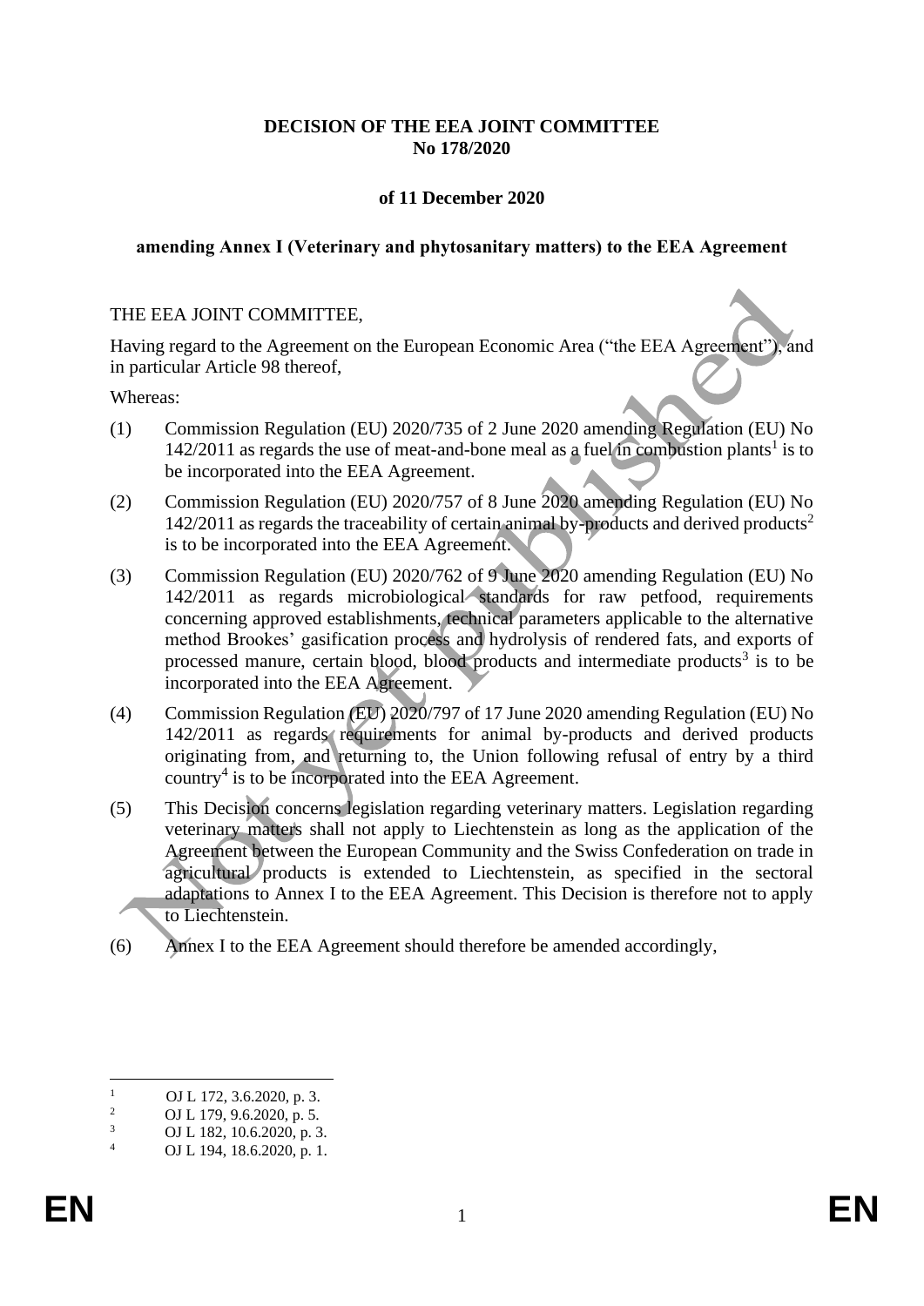**DECISION OF THE EEA JOINT COMMITTEE**
**No 178/2020**

**of 11 December 2020**

**amending Annex I (Veterinary and phytosanitary matters) to the EEA Agreement**

THE EEA JOINT COMMITTEE,

Having regard to the Agreement on the European Economic Area ("the EEA Agreement"), and in particular Article 98 thereof,

Whereas:

(1) Commission Regulation (EU) 2020/735 of 2 June 2020 amending Regulation (EU) No 142/2011 as regards the use of meat-and-bone meal as a fuel in combustion plants[1] is to be incorporated into the EEA Agreement.

(2) Commission Regulation (EU) 2020/757 of 8 June 2020 amending Regulation (EU) No 142/2011 as regards the traceability of certain animal by-products and derived products[2] is to be incorporated into the EEA Agreement.

(3) Commission Regulation (EU) 2020/762 of 9 June 2020 amending Regulation (EU) No 142/2011 as regards microbiological standards for raw petfood, requirements concerning approved establishments, technical parameters applicable to the alternative method Brookes' gasification process and hydrolysis of rendered fats, and exports of processed manure, certain blood, blood products and intermediate products[3] is to be incorporated into the EEA Agreement.

(4) Commission Regulation (EU) 2020/797 of 17 June 2020 amending Regulation (EU) No 142/2011 as regards requirements for animal by-products and derived products originating from, and returning to, the Union following refusal of entry by a third country[4] is to be incorporated into the EEA Agreement.

(5) This Decision concerns legislation regarding veterinary matters. Legislation regarding veterinary matters shall not apply to Liechtenstein as long as the application of the Agreement between the European Community and the Swiss Confederation on trade in agricultural products is extended to Liechtenstein, as specified in the sectoral adaptations to Annex I to the EEA Agreement. This Decision is therefore not to apply to Liechtenstein.

(6) Annex I to the EEA Agreement should therefore be amended accordingly,

---

[1] OJ L 172, 3.6.2020, p. 3.
[2] OJ L 179, 9.6.2020, p. 5.
[3] OJ L 182, 10.6.2020, p. 3.
[4] OJ L 194, 18.6.2020, p. 1.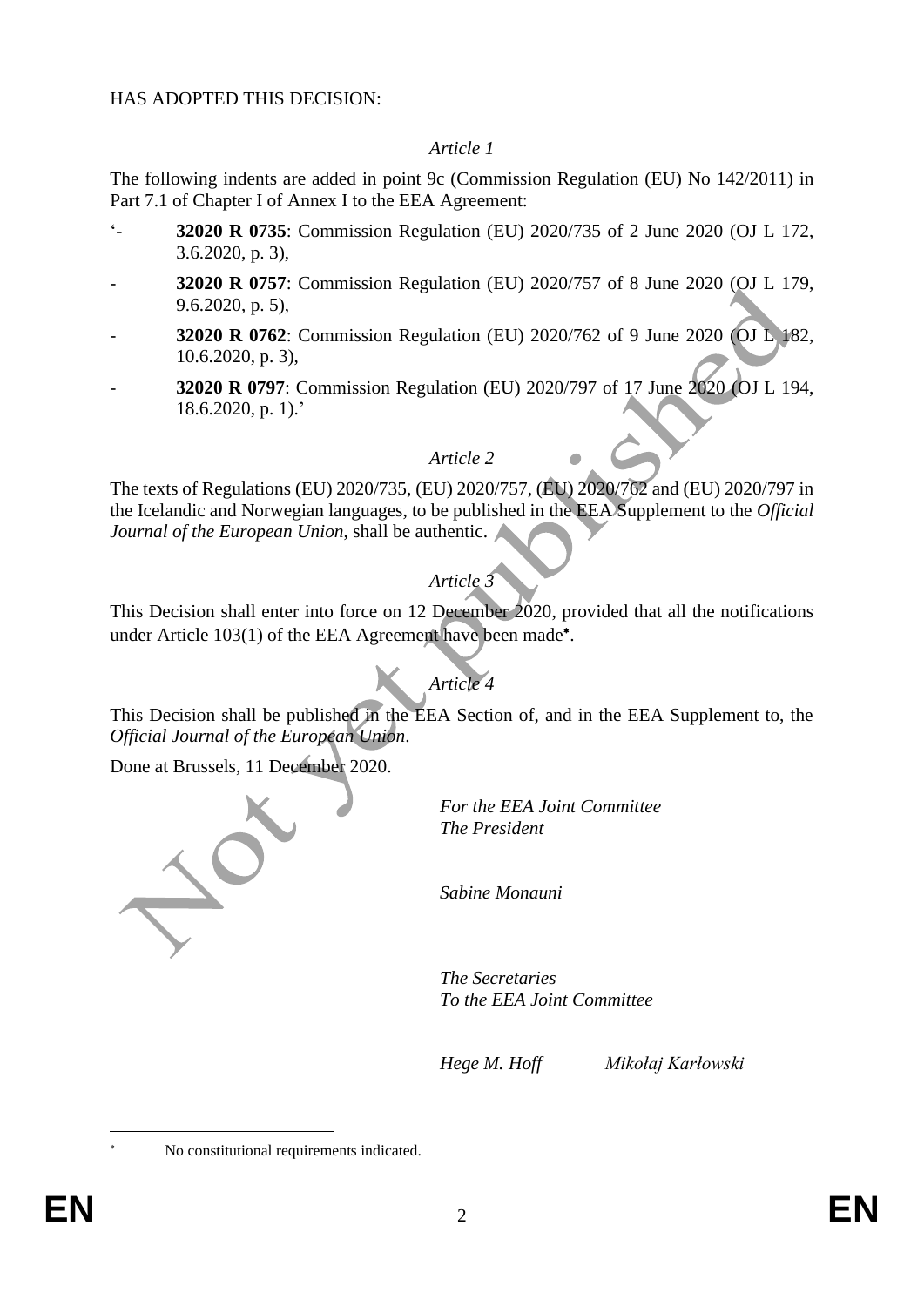HAS ADOPTED THIS DECISION:

*Article 1*

The following indents are added in point 9c (Commission Regulation (EU) No 142/2011) in Part 7.1 of Chapter I of Annex I to the EEA Agreement:

'- **32020 R 0735**: Commission Regulation (EU) 2020/735 of 2 June 2020 (OJ L 172, 3.6.2020, p. 3),

- **32020 R 0757**: Commission Regulation (EU) 2020/757 of 8 June 2020 (OJ L 179, 9.6.2020, p. 5),

- **32020 R 0762**: Commission Regulation (EU) 2020/762 of 9 June 2020 (OJ L 182, 10.6.2020, p. 3),

- **32020 R 0797**: Commission Regulation (EU) 2020/797 of 17 June 2020 (OJ L 194, 18.6.2020, p. 1).'

*Article 2*

The texts of Regulations (EU) 2020/735, (EU) 2020/757, (EU) 2020/762 and (EU) 2020/797 in the Icelandic and Norwegian languages, to be published in the EEA Supplement to the *Official Journal of the European Union*, shall be authentic.

*Article 3*

This Decision shall enter into force on 12 December 2020, provided that all the notifications under Article 103(1) of the EEA Agreement have been made[*].

*Article 4*

This Decision shall be published in the EEA Section of, and in the EEA Supplement to, the *Official Journal of the European Union*.

Done at Brussels, 11 December 2020.

*For the EEA Joint Committee*
*The President*

*Sabine Monauni*

*The Secretaries*
*To the EEA Joint Committee*

*Hege M. Hoff* *Mikołaj Karłowski*

[*] No constitutional requirements indicated.